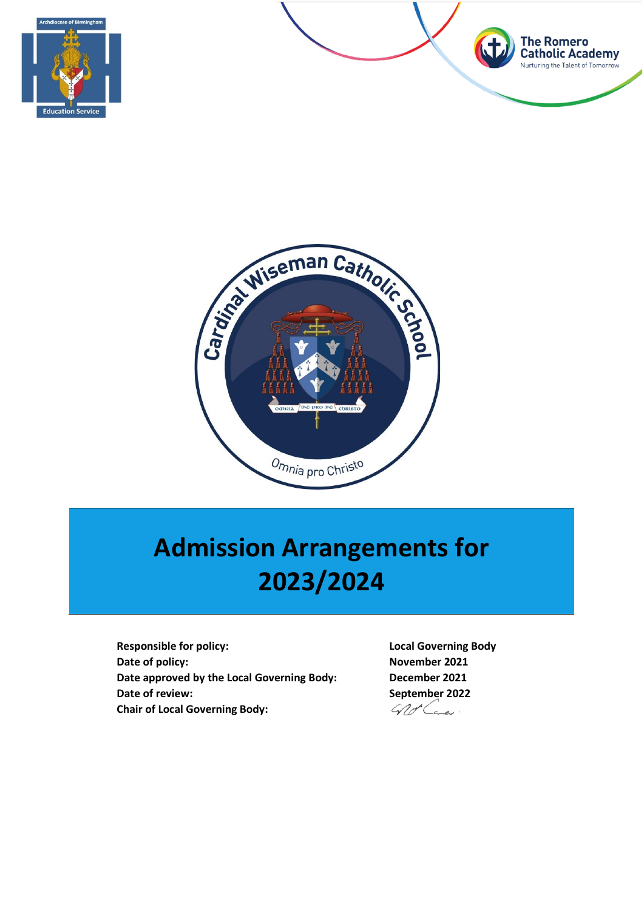# Admission Arrangements for 2023/2024

| | |
|---|---|
| **Responsible for policy:** | **Local Governing Body** |
| **Date of policy:** | **November 2021** |
| **Date approved by the Local Governing Body:** | **December 2021** |
| **Date of review:** | **September 2022** |
| **Chair of Local Governing Body:** | |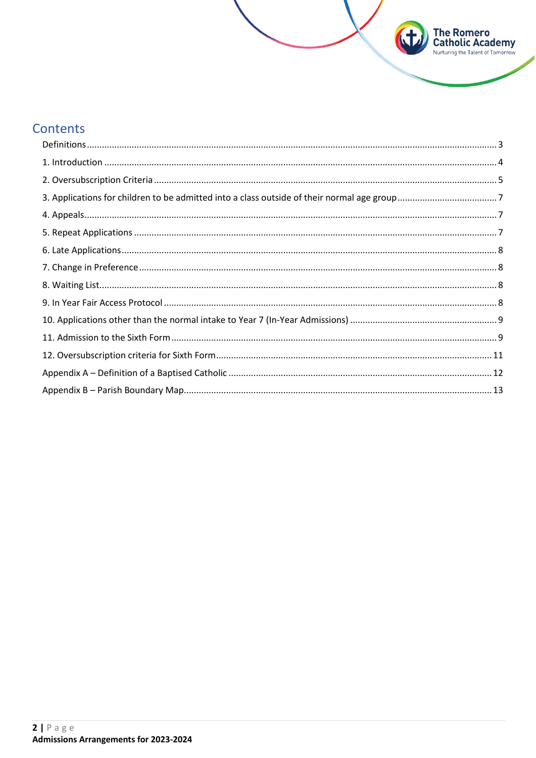## Contents

- Definitions ... 3
- 1. Introduction ... 4
- 2. Oversubscription Criteria ... 5
- 3. Applications for children to be admitted into a class outside of their normal age group ... 7
- 4. Appeals ... 7
- 5. Repeat Applications ... 7
- 6. Late Applications ... 8
- 7. Change in Preference ... 8
- 8. Waiting List ... 8
- 9. In Year Fair Access Protocol ... 8
- 10. Applications other than the normal intake to Year 7 (In-Year Admissions) ... 9
- 11. Admission to the Sixth Form ... 9
- 12. Oversubscription criteria for Sixth Form ... 11
- Appendix A – Definition of a Baptised Catholic ... 12
- Appendix B – Parish Boundary Map ... 13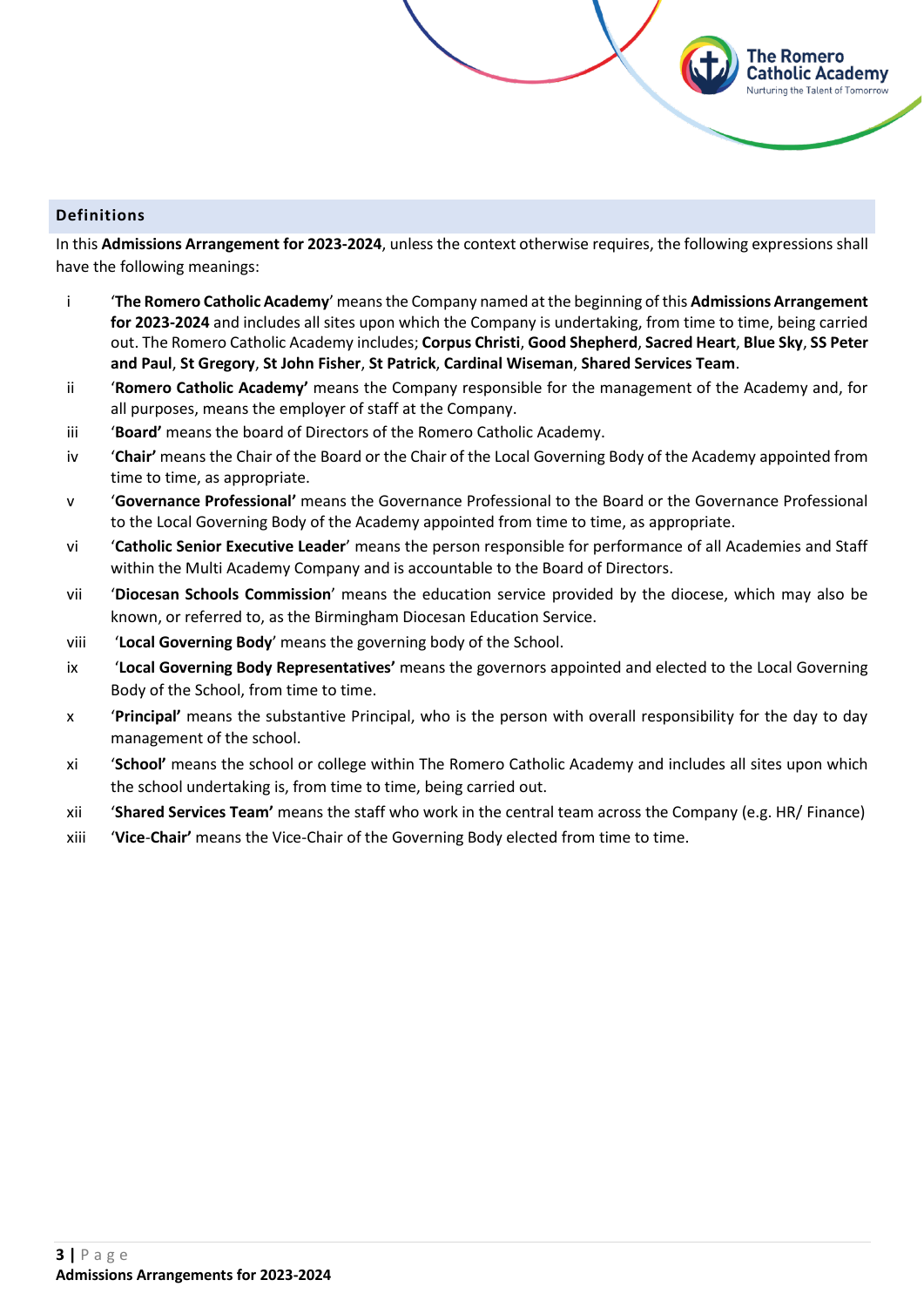## Definitions

In this **Admissions Arrangement for 2023-2024**, unless the context otherwise requires, the following expressions shall have the following meanings:

i. '**The Romero Catholic Academy**' means the Company named at the beginning of this **Admissions Arrangement for 2023-2024** and includes all sites upon which the Company is undertaking, from time to time, being carried out. The Romero Catholic Academy includes; **Corpus Christi**, **Good Shepherd**, **Sacred Heart**, **Blue Sky**, **SS Peter and Paul**, **St Gregory**, **St John Fisher**, **St Patrick**, **Cardinal Wiseman**, **Shared Services Team**.

ii. '**Romero Catholic Academy'** means the Company responsible for the management of the Academy and, for all purposes, means the employer of staff at the Company.

iii. '**Board'** means the board of Directors of the Romero Catholic Academy.

iv. '**Chair'** means the Chair of the Board or the Chair of the Local Governing Body of the Academy appointed from time to time, as appropriate.

v. '**Governance Professional'** means the Governance Professional to the Board or the Governance Professional to the Local Governing Body of the Academy appointed from time to time, as appropriate.

vi. '**Catholic Senior Executive Leader**' means the person responsible for performance of all Academies and Staff within the Multi Academy Company and is accountable to the Board of Directors.

vii. '**Diocesan Schools Commission**' means the education service provided by the diocese, which may also be known, or referred to, as the Birmingham Diocesan Education Service.

viii. '**Local Governing Body**' means the governing body of the School.

ix. '**Local Governing Body Representatives'** means the governors appointed and elected to the Local Governing Body of the School, from time to time.

x. '**Principal'** means the substantive Principal, who is the person with overall responsibility for the day to day management of the school.

xi. '**School'** means the school or college within The Romero Catholic Academy and includes all sites upon which the school undertaking is, from time to time, being carried out.

xii. '**Shared Services Team'** means the staff who work in the central team across the Company (e.g. HR/ Finance)

xiii. '**Vice-Chair'** means the Vice-Chair of the Governing Body elected from time to time.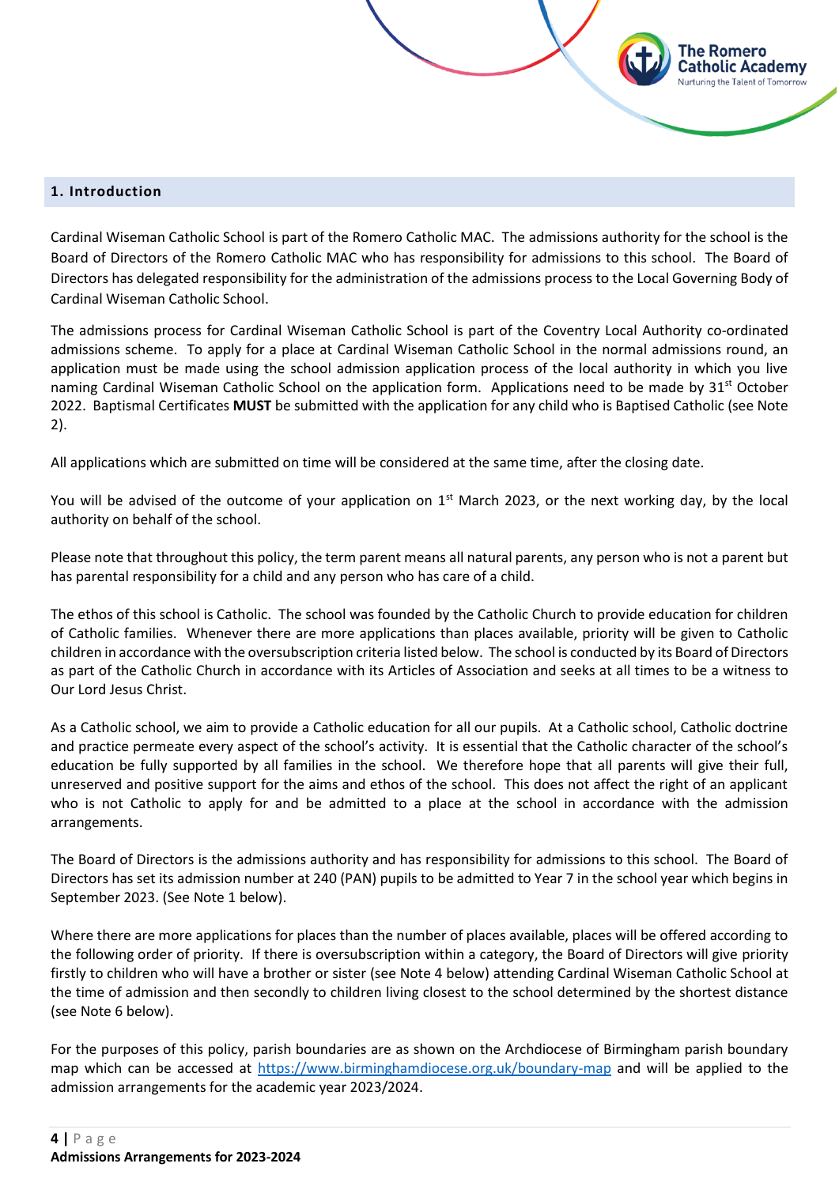## 1. Introduction

Cardinal Wiseman Catholic School is part of the Romero Catholic MAC. The admissions authority for the school is the Board of Directors of the Romero Catholic MAC who has responsibility for admissions to this school. The Board of Directors has delegated responsibility for the administration of the admissions process to the Local Governing Body of Cardinal Wiseman Catholic School.

The admissions process for Cardinal Wiseman Catholic School is part of the Coventry Local Authority co-ordinated admissions scheme. To apply for a place at Cardinal Wiseman Catholic School in the normal admissions round, an application must be made using the school admission application process of the local authority in which you live naming Cardinal Wiseman Catholic School on the application form. Applications need to be made by 31st October 2022. Baptismal Certificates **MUST** be submitted with the application for any child who is Baptised Catholic (see Note 2).

All applications which are submitted on time will be considered at the same time, after the closing date.

You will be advised of the outcome of your application on 1st March 2023, or the next working day, by the local authority on behalf of the school.

Please note that throughout this policy, the term parent means all natural parents, any person who is not a parent but has parental responsibility for a child and any person who has care of a child.

The ethos of this school is Catholic. The school was founded by the Catholic Church to provide education for children of Catholic families. Whenever there are more applications than places available, priority will be given to Catholic children in accordance with the oversubscription criteria listed below. The school is conducted by its Board of Directors as part of the Catholic Church in accordance with its Articles of Association and seeks at all times to be a witness to Our Lord Jesus Christ.

As a Catholic school, we aim to provide a Catholic education for all our pupils. At a Catholic school, Catholic doctrine and practice permeate every aspect of the school's activity. It is essential that the Catholic character of the school's education be fully supported by all families in the school. We therefore hope that all parents will give their full, unreserved and positive support for the aims and ethos of the school. This does not affect the right of an applicant who is not Catholic to apply for and be admitted to a place at the school in accordance with the admission arrangements.

The Board of Directors is the admissions authority and has responsibility for admissions to this school. The Board of Directors has set its admission number at 240 (PAN) pupils to be admitted to Year 7 in the school year which begins in September 2023. (See Note 1 below).

Where there are more applications for places than the number of places available, places will be offered according to the following order of priority. If there is oversubscription within a category, the Board of Directors will give priority firstly to children who will have a brother or sister (see Note 4 below) attending Cardinal Wiseman Catholic School at the time of admission and then secondly to children living closest to the school determined by the shortest distance (see Note 6 below).

For the purposes of this policy, parish boundaries are as shown on the Archdiocese of Birmingham parish boundary map which can be accessed at https://www.birminghamdiocese.org.uk/boundary-map and will be applied to the admission arrangements for the academic year 2023/2024.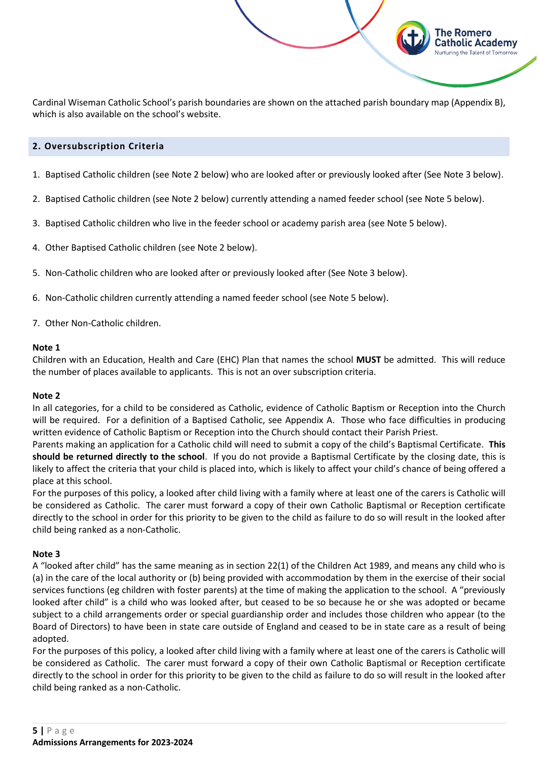Cardinal Wiseman Catholic School's parish boundaries are shown on the attached parish boundary map (Appendix B), which is also available on the school's website.

## 2. Oversubscription Criteria

1. Baptised Catholic children (see Note 2 below) who are looked after or previously looked after (See Note 3 below).
2. Baptised Catholic children (see Note 2 below) currently attending a named feeder school (see Note 5 below).
3. Baptised Catholic children who live in the feeder school or academy parish area (see Note 5 below).
4. Other Baptised Catholic children (see Note 2 below).
5. Non-Catholic children who are looked after or previously looked after (See Note 3 below).
6. Non-Catholic children currently attending a named feeder school (see Note 5 below).
7. Other Non-Catholic children.

**Note 1**
Children with an Education, Health and Care (EHC) Plan that names the school **MUST** be admitted. This will reduce the number of places available to applicants. This is not an over subscription criteria.

**Note 2**
In all categories, for a child to be considered as Catholic, evidence of Catholic Baptism or Reception into the Church will be required. For a definition of a Baptised Catholic, see Appendix A. Those who face difficulties in producing written evidence of Catholic Baptism or Reception into the Church should contact their Parish Priest.
Parents making an application for a Catholic child will need to submit a copy of the child's Baptismal Certificate. **This should be returned directly to the school**. If you do not provide a Baptismal Certificate by the closing date, this is likely to affect the criteria that your child is placed into, which is likely to affect your child's chance of being offered a place at this school.
For the purposes of this policy, a looked after child living with a family where at least one of the carers is Catholic will be considered as Catholic. The carer must forward a copy of their own Catholic Baptismal or Reception certificate directly to the school in order for this priority to be given to the child as failure to do so will result in the looked after child being ranked as a non-Catholic.

**Note 3**
A "looked after child" has the same meaning as in section 22(1) of the Children Act 1989, and means any child who is (a) in the care of the local authority or (b) being provided with accommodation by them in the exercise of their social services functions (eg children with foster parents) at the time of making the application to the school. A "previously looked after child" is a child who was looked after, but ceased to be so because he or she was adopted or became subject to a child arrangements order or special guardianship order and includes those children who appear (to the Board of Directors) to have been in state care outside of England and ceased to be in state care as a result of being adopted.
For the purposes of this policy, a looked after child living with a family where at least one of the carers is Catholic will be considered as Catholic. The carer must forward a copy of their own Catholic Baptismal or Reception certificate directly to the school in order for this priority to be given to the child as failure to do so will result in the looked after child being ranked as a non-Catholic.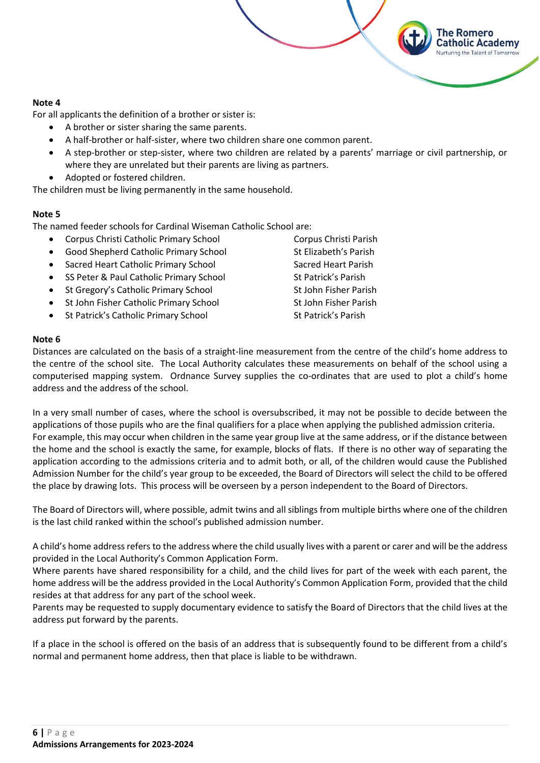**Note 4**

For all applicants the definition of a brother or sister is:

- A brother or sister sharing the same parents.
- A half-brother or half-sister, where two children share one common parent.
- A step-brother or step-sister, where two children are related by a parents' marriage or civil partnership, or where they are unrelated but their parents are living as partners.
- Adopted or fostered children.

The children must be living permanently in the same household.

**Note 5**

The named feeder schools for Cardinal Wiseman Catholic School are:

| School | Parish |
|---|---|
| Corpus Christi Catholic Primary School | Corpus Christi Parish |
| Good Shepherd Catholic Primary School | St Elizabeth's Parish |
| Sacred Heart Catholic Primary School | Sacred Heart Parish |
| SS Peter & Paul Catholic Primary School | St Patrick's Parish |
| St Gregory's Catholic Primary School | St John Fisher Parish |
| St John Fisher Catholic Primary School | St John Fisher Parish |
| St Patrick's Catholic Primary School | St Patrick's Parish |

**Note 6**

Distances are calculated on the basis of a straight-line measurement from the centre of the child's home address to the centre of the school site. The Local Authority calculates these measurements on behalf of the school using a computerised mapping system. Ordnance Survey supplies the co-ordinates that are used to plot a child's home address and the address of the school.

In a very small number of cases, where the school is oversubscribed, it may not be possible to decide between the applications of those pupils who are the final qualifiers for a place when applying the published admission criteria. For example, this may occur when children in the same year group live at the same address, or if the distance between the home and the school is exactly the same, for example, blocks of flats. If there is no other way of separating the application according to the admissions criteria and to admit both, or all, of the children would cause the Published Admission Number for the child's year group to be exceeded, the Board of Directors will select the child to be offered the place by drawing lots. This process will be overseen by a person independent to the Board of Directors.

The Board of Directors will, where possible, admit twins and all siblings from multiple births where one of the children is the last child ranked within the school's published admission number.

A child's home address refers to the address where the child usually lives with a parent or carer and will be the address provided in the Local Authority's Common Application Form.
Where parents have shared responsibility for a child, and the child lives for part of the week with each parent, the home address will be the address provided in the Local Authority's Common Application Form, provided that the child resides at that address for any part of the school week.
Parents may be requested to supply documentary evidence to satisfy the Board of Directors that the child lives at the address put forward by the parents.

If a place in the school is offered on the basis of an address that is subsequently found to be different from a child's normal and permanent home address, then that place is liable to be withdrawn.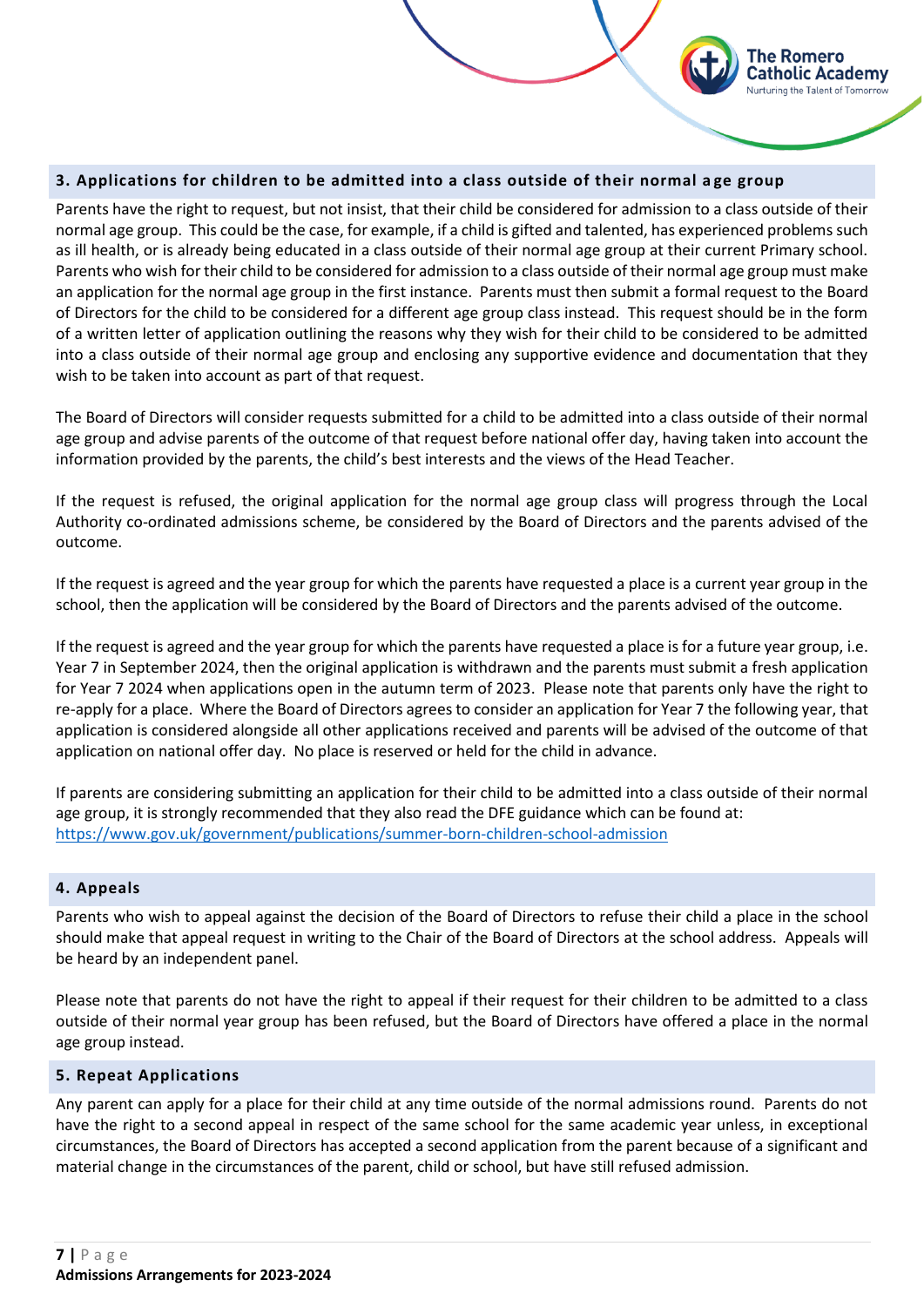## 3. Applications for children to be admitted into a class outside of their normal age group

Parents have the right to request, but not insist, that their child be considered for admission to a class outside of their normal age group. This could be the case, for example, if a child is gifted and talented, has experienced problems such as ill health, or is already being educated in a class outside of their normal age group at their current Primary school. Parents who wish for their child to be considered for admission to a class outside of their normal age group must make an application for the normal age group in the first instance. Parents must then submit a formal request to the Board of Directors for the child to be considered for a different age group class instead. This request should be in the form of a written letter of application outlining the reasons why they wish for their child to be considered to be admitted into a class outside of their normal age group and enclosing any supportive evidence and documentation that they wish to be taken into account as part of that request.

The Board of Directors will consider requests submitted for a child to be admitted into a class outside of their normal age group and advise parents of the outcome of that request before national offer day, having taken into account the information provided by the parents, the child's best interests and the views of the Head Teacher.

If the request is refused, the original application for the normal age group class will progress through the Local Authority co-ordinated admissions scheme, be considered by the Board of Directors and the parents advised of the outcome.

If the request is agreed and the year group for which the parents have requested a place is a current year group in the school, then the application will be considered by the Board of Directors and the parents advised of the outcome.

If the request is agreed and the year group for which the parents have requested a place is for a future year group, i.e. Year 7 in September 2024, then the original application is withdrawn and the parents must submit a fresh application for Year 7 2024 when applications open in the autumn term of 2023. Please note that parents only have the right to re-apply for a place. Where the Board of Directors agrees to consider an application for Year 7 the following year, that application is considered alongside all other applications received and parents will be advised of the outcome of that application on national offer day. No place is reserved or held for the child in advance.

If parents are considering submitting an application for their child to be admitted into a class outside of their normal age group, it is strongly recommended that they also read the DFE guidance which can be found at: https://www.gov.uk/government/publications/summer-born-children-school-admission

## 4. Appeals

Parents who wish to appeal against the decision of the Board of Directors to refuse their child a place in the school should make that appeal request in writing to the Chair of the Board of Directors at the school address. Appeals will be heard by an independent panel.

Please note that parents do not have the right to appeal if their request for their children to be admitted to a class outside of their normal year group has been refused, but the Board of Directors have offered a place in the normal age group instead.

## 5. Repeat Applications

Any parent can apply for a place for their child at any time outside of the normal admissions round. Parents do not have the right to a second appeal in respect of the same school for the same academic year unless, in exceptional circumstances, the Board of Directors has accepted a second application from the parent because of a significant and material change in the circumstances of the parent, child or school, but have still refused admission.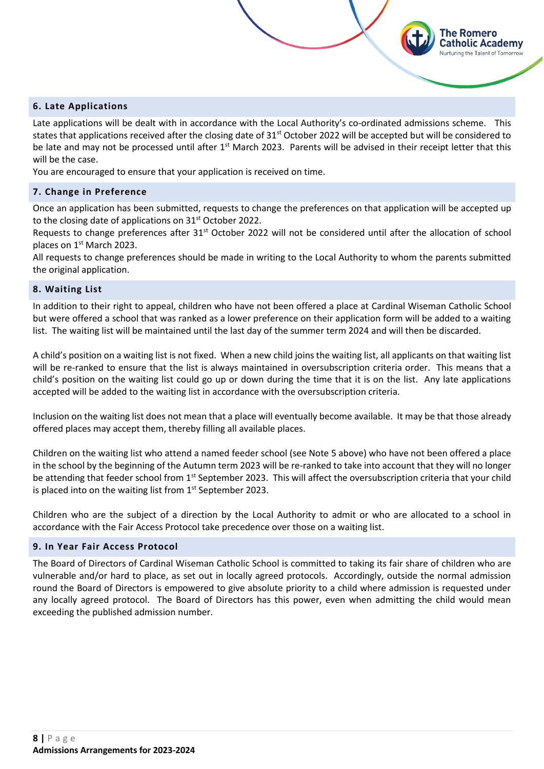## 6. Late Applications

Late applications will be dealt with in accordance with the Local Authority's co-ordinated admissions scheme. This states that applications received after the closing date of 31st October 2022 will be accepted but will be considered to be late and may not be processed until after 1st March 2023. Parents will be advised in their receipt letter that this will be the case.

You are encouraged to ensure that your application is received on time.

## 7. Change in Preference

Once an application has been submitted, requests to change the preferences on that application will be accepted up to the closing date of applications on 31st October 2022.

Requests to change preferences after 31st October 2022 will not be considered until after the allocation of school places on 1st March 2023.

All requests to change preferences should be made in writing to the Local Authority to whom the parents submitted the original application.

## 8. Waiting List

In addition to their right to appeal, children who have not been offered a place at Cardinal Wiseman Catholic School but were offered a school that was ranked as a lower preference on their application form will be added to a waiting list. The waiting list will be maintained until the last day of the summer term 2024 and will then be discarded.

A child's position on a waiting list is not fixed. When a new child joins the waiting list, all applicants on that waiting list will be re-ranked to ensure that the list is always maintained in oversubscription criteria order. This means that a child's position on the waiting list could go up or down during the time that it is on the list. Any late applications accepted will be added to the waiting list in accordance with the oversubscription criteria.

Inclusion on the waiting list does not mean that a place will eventually become available. It may be that those already offered places may accept them, thereby filling all available places.

Children on the waiting list who attend a named feeder school (see Note 5 above) who have not been offered a place in the school by the beginning of the Autumn term 2023 will be re-ranked to take into account that they will no longer be attending that feeder school from 1st September 2023. This will affect the oversubscription criteria that your child is placed into on the waiting list from 1st September 2023.

Children who are the subject of a direction by the Local Authority to admit or who are allocated to a school in accordance with the Fair Access Protocol take precedence over those on a waiting list.

## 9. In Year Fair Access Protocol

The Board of Directors of Cardinal Wiseman Catholic School is committed to taking its fair share of children who are vulnerable and/or hard to place, as set out in locally agreed protocols. Accordingly, outside the normal admission round the Board of Directors is empowered to give absolute priority to a child where admission is requested under any locally agreed protocol. The Board of Directors has this power, even when admitting the child would mean exceeding the published admission number.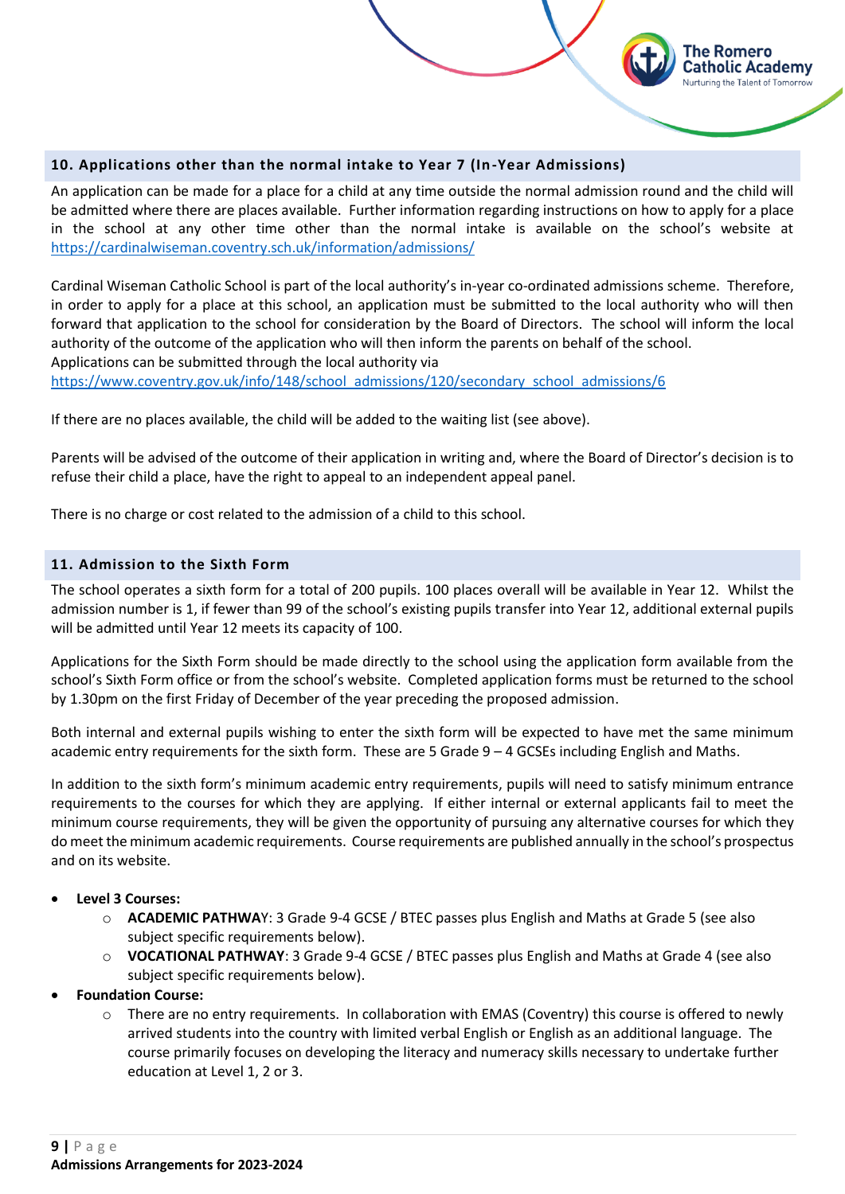## 10. Applications other than the normal intake to Year 7 (In-Year Admissions)

An application can be made for a place for a child at any time outside the normal admission round and the child will be admitted where there are places available. Further information regarding instructions on how to apply for a place in the school at any other time other than the normal intake is available on the school's website at https://cardinalwiseman.coventry.sch.uk/information/admissions/

Cardinal Wiseman Catholic School is part of the local authority's in-year co-ordinated admissions scheme. Therefore, in order to apply for a place at this school, an application must be submitted to the local authority who will then forward that application to the school for consideration by the Board of Directors. The school will inform the local authority of the outcome of the application who will then inform the parents on behalf of the school.
Applications can be submitted through the local authority via
https://www.coventry.gov.uk/info/148/school_admissions/120/secondary_school_admissions/6

If there are no places available, the child will be added to the waiting list (see above).

Parents will be advised of the outcome of their application in writing and, where the Board of Director's decision is to refuse their child a place, have the right to appeal to an independent appeal panel.

There is no charge or cost related to the admission of a child to this school.

## 11. Admission to the Sixth Form

The school operates a sixth form for a total of 200 pupils. 100 places overall will be available in Year 12. Whilst the admission number is 1, if fewer than 99 of the school's existing pupils transfer into Year 12, additional external pupils will be admitted until Year 12 meets its capacity of 100.

Applications for the Sixth Form should be made directly to the school using the application form available from the school's Sixth Form office or from the school's website. Completed application forms must be returned to the school by 1.30pm on the first Friday of December of the year preceding the proposed admission.

Both internal and external pupils wishing to enter the sixth form will be expected to have met the same minimum academic entry requirements for the sixth form. These are 5 Grade 9 – 4 GCSEs including English and Maths.

In addition to the sixth form's minimum academic entry requirements, pupils will need to satisfy minimum entrance requirements to the courses for which they are applying. If either internal or external applicants fail to meet the minimum course requirements, they will be given the opportunity of pursuing any alternative courses for which they do meet the minimum academic requirements. Course requirements are published annually in the school's prospectus and on its website.

- **Level 3 Courses:**
  - **ACADEMIC PATHWA**Y: 3 Grade 9-4 GCSE / BTEC passes plus English and Maths at Grade 5 (see also subject specific requirements below).
  - **VOCATIONAL PATHWAY**: 3 Grade 9-4 GCSE / BTEC passes plus English and Maths at Grade 4 (see also subject specific requirements below).
- **Foundation Course:**
  - There are no entry requirements. In collaboration with EMAS (Coventry) this course is offered to newly arrived students into the country with limited verbal English or English as an additional language. The course primarily focuses on developing the literacy and numeracy skills necessary to undertake further education at Level 1, 2 or 3.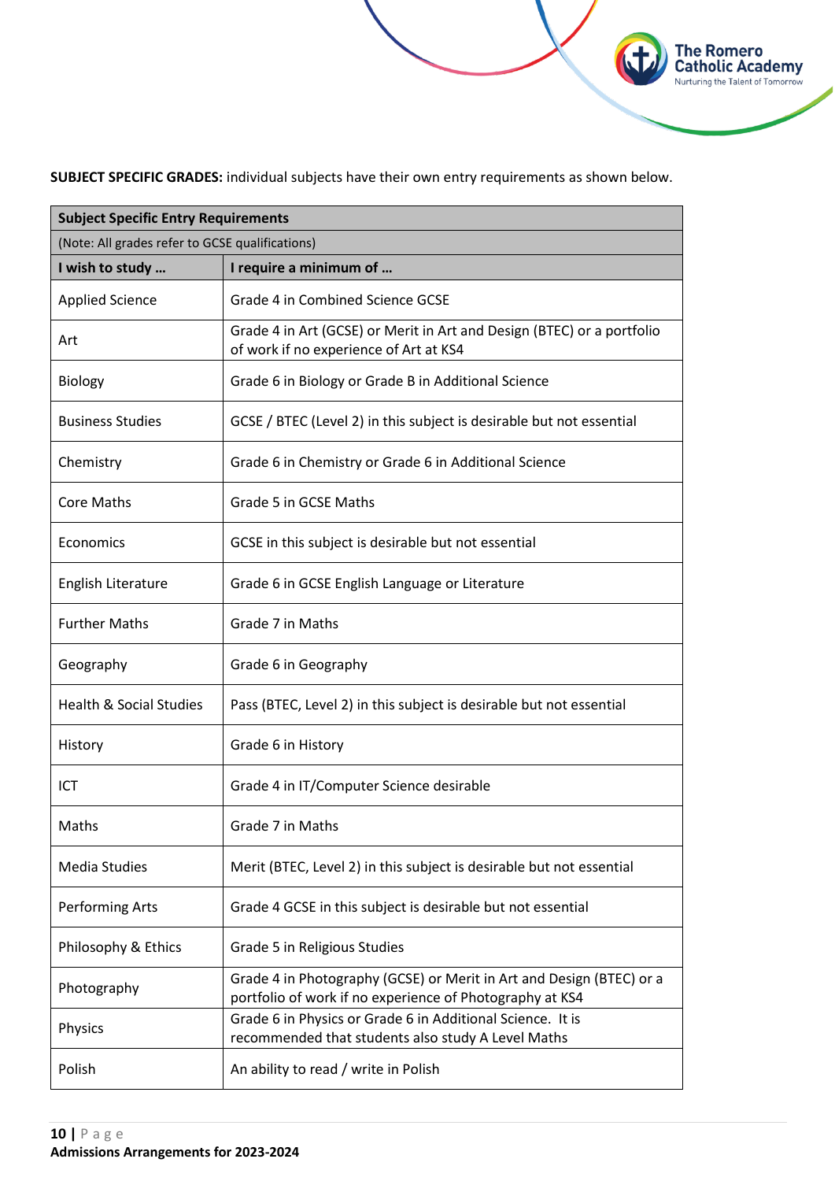**SUBJECT SPECIFIC GRADES:** individual subjects have their own entry requirements as shown below.

| Subject Specific Entry Requirements | |
|---|---|
| (Note: All grades refer to GCSE qualifications) | |
| **I wish to study …** | **I require a minimum of …** |
| Applied Science | Grade 4 in Combined Science GCSE |
| Art | Grade 4 in Art (GCSE) or Merit in Art and Design (BTEC) or a portfolio of work if no experience of Art at KS4 |
| Biology | Grade 6 in Biology or Grade B in Additional Science |
| Business Studies | GCSE / BTEC (Level 2) in this subject is desirable but not essential |
| Chemistry | Grade 6 in Chemistry or Grade 6 in Additional Science |
| Core Maths | Grade 5 in GCSE Maths |
| Economics | GCSE in this subject is desirable but not essential |
| English Literature | Grade 6 in GCSE English Language or Literature |
| Further Maths | Grade 7 in Maths |
| Geography | Grade 6 in Geography |
| Health & Social Studies | Pass (BTEC, Level 2) in this subject is desirable but not essential |
| History | Grade 6 in History |
| ICT | Grade 4 in IT/Computer Science desirable |
| Maths | Grade 7 in Maths |
| Media Studies | Merit (BTEC, Level 2) in this subject is desirable but not essential |
| Performing Arts | Grade 4 GCSE in this subject is desirable but not essential |
| Philosophy & Ethics | Grade 5 in Religious Studies |
| Photography | Grade 4 in Photography (GCSE) or Merit in Art and Design (BTEC) or a portfolio of work if no experience of Photography at KS4 |
| Physics | Grade 6 in Physics or Grade 6 in Additional Science. It is recommended that students also study A Level Maths |
| Polish | An ability to read / write in Polish |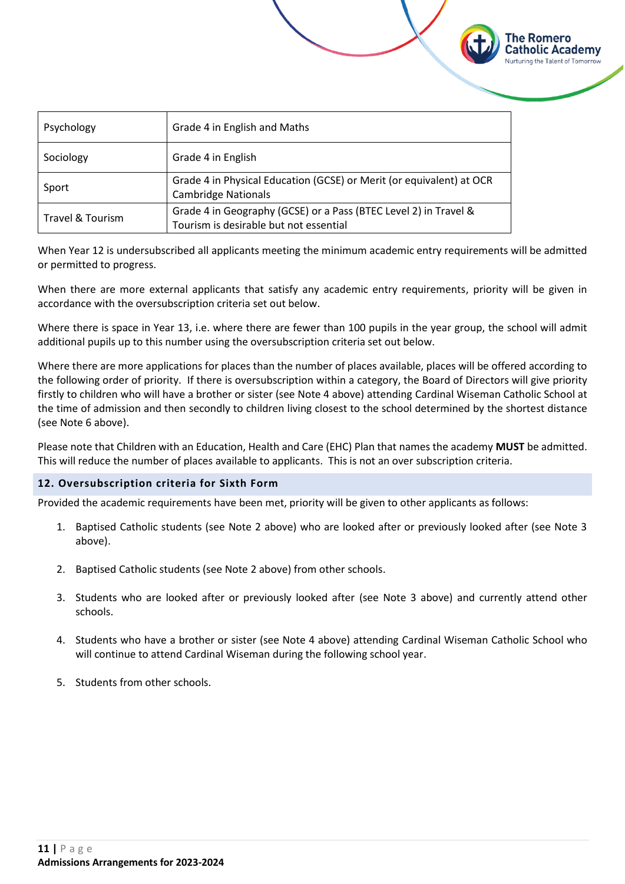| Psychology | Grade 4 in English and Maths |
|---|---|
| Sociology | Grade 4 in English |
| Sport | Grade 4 in Physical Education (GCSE) or Merit (or equivalent) at OCR Cambridge Nationals |
| Travel & Tourism | Grade 4 in Geography (GCSE) or a Pass (BTEC Level 2) in Travel & Tourism is desirable but not essential |

When Year 12 is undersubscribed all applicants meeting the minimum academic entry requirements will be admitted or permitted to progress.

When there are more external applicants that satisfy any academic entry requirements, priority will be given in accordance with the oversubscription criteria set out below.

Where there is space in Year 13, i.e. where there are fewer than 100 pupils in the year group, the school will admit additional pupils up to this number using the oversubscription criteria set out below.

Where there are more applications for places than the number of places available, places will be offered according to the following order of priority. If there is oversubscription within a category, the Board of Directors will give priority firstly to children who will have a brother or sister (see Note 4 above) attending Cardinal Wiseman Catholic School at the time of admission and then secondly to children living closest to the school determined by the shortest distance (see Note 6 above).

Please note that Children with an Education, Health and Care (EHC) Plan that names the academy **MUST** be admitted. This will reduce the number of places available to applicants. This is not an over subscription criteria.

## 12. Oversubscription criteria for Sixth Form

Provided the academic requirements have been met, priority will be given to other applicants as follows:

1. Baptised Catholic students (see Note 2 above) who are looked after or previously looked after (see Note 3 above).

2. Baptised Catholic students (see Note 2 above) from other schools.

3. Students who are looked after or previously looked after (see Note 3 above) and currently attend other schools.

4. Students who have a brother or sister (see Note 4 above) attending Cardinal Wiseman Catholic School who will continue to attend Cardinal Wiseman during the following school year.

5. Students from other schools.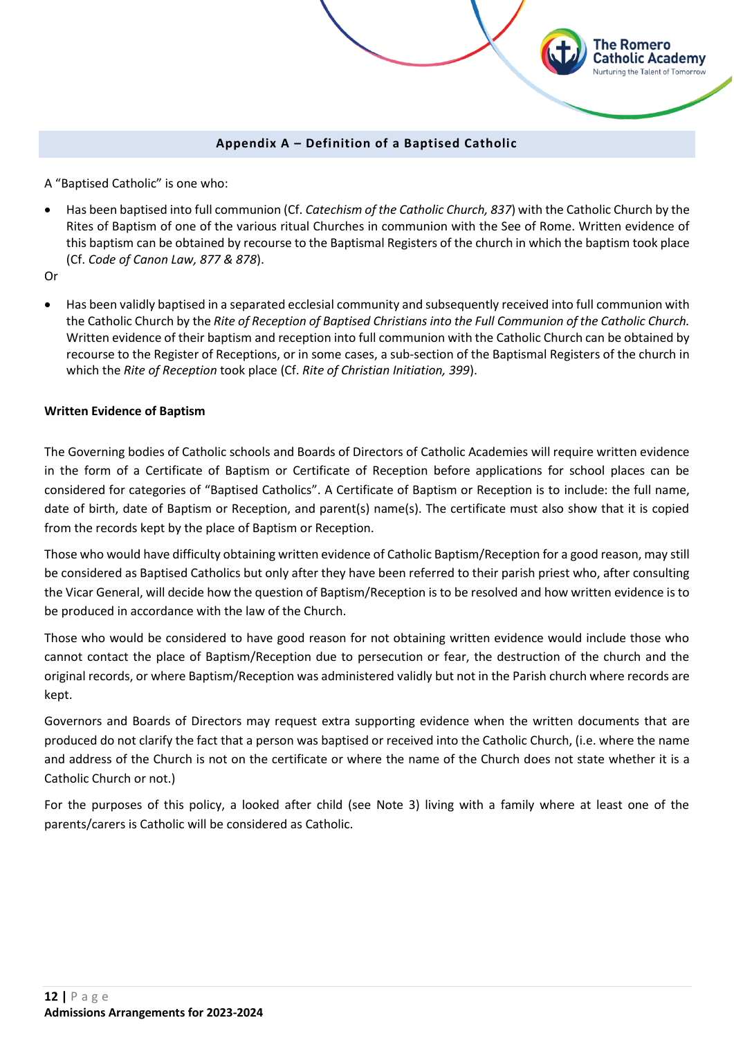## Appendix A – Definition of a Baptised Catholic

A "Baptised Catholic" is one who:

- Has been baptised into full communion (Cf. *Catechism of the Catholic Church, 837*) with the Catholic Church by the Rites of Baptism of one of the various ritual Churches in communion with the See of Rome. Written evidence of this baptism can be obtained by recourse to the Baptismal Registers of the church in which the baptism took place (Cf. *Code of Canon Law, 877 & 878*).

Or

- Has been validly baptised in a separated ecclesial community and subsequently received into full communion with the Catholic Church by the *Rite of Reception of Baptised Christians into the Full Communion of the Catholic Church.* Written evidence of their baptism and reception into full communion with the Catholic Church can be obtained by recourse to the Register of Receptions, or in some cases, a sub-section of the Baptismal Registers of the church in which the *Rite of Reception* took place (Cf. *Rite of Christian Initiation, 399*).

**Written Evidence of Baptism**

The Governing bodies of Catholic schools and Boards of Directors of Catholic Academies will require written evidence in the form of a Certificate of Baptism or Certificate of Reception before applications for school places can be considered for categories of "Baptised Catholics". A Certificate of Baptism or Reception is to include: the full name, date of birth, date of Baptism or Reception, and parent(s) name(s). The certificate must also show that it is copied from the records kept by the place of Baptism or Reception.

Those who would have difficulty obtaining written evidence of Catholic Baptism/Reception for a good reason, may still be considered as Baptised Catholics but only after they have been referred to their parish priest who, after consulting the Vicar General, will decide how the question of Baptism/Reception is to be resolved and how written evidence is to be produced in accordance with the law of the Church.

Those who would be considered to have good reason for not obtaining written evidence would include those who cannot contact the place of Baptism/Reception due to persecution or fear, the destruction of the church and the original records, or where Baptism/Reception was administered validly but not in the Parish church where records are kept.

Governors and Boards of Directors may request extra supporting evidence when the written documents that are produced do not clarify the fact that a person was baptised or received into the Catholic Church, (i.e. where the name and address of the Church is not on the certificate or where the name of the Church does not state whether it is a Catholic Church or not.)

For the purposes of this policy, a looked after child (see Note 3) living with a family where at least one of the parents/carers is Catholic will be considered as Catholic.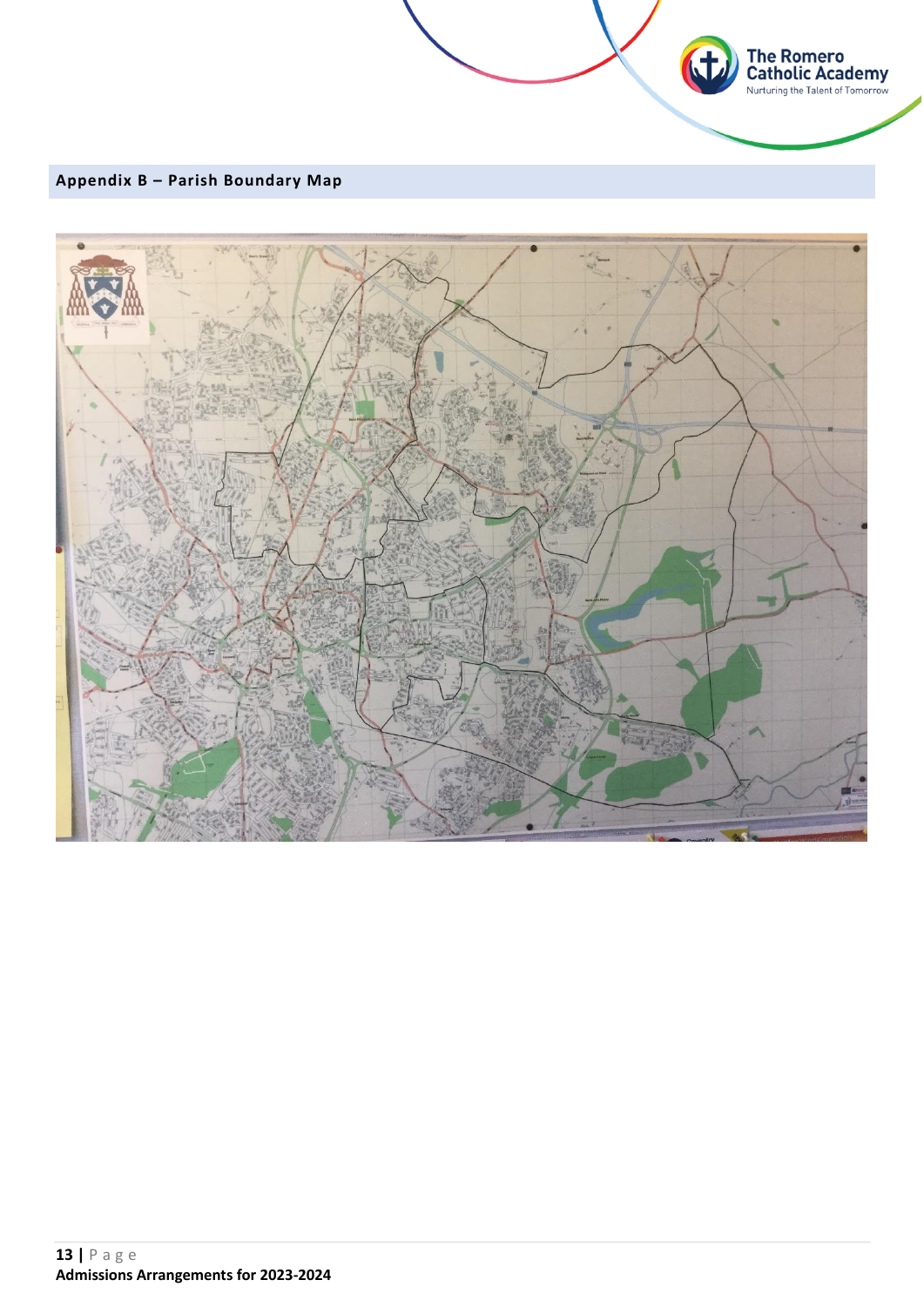## Appendix B – Parish Boundary Map